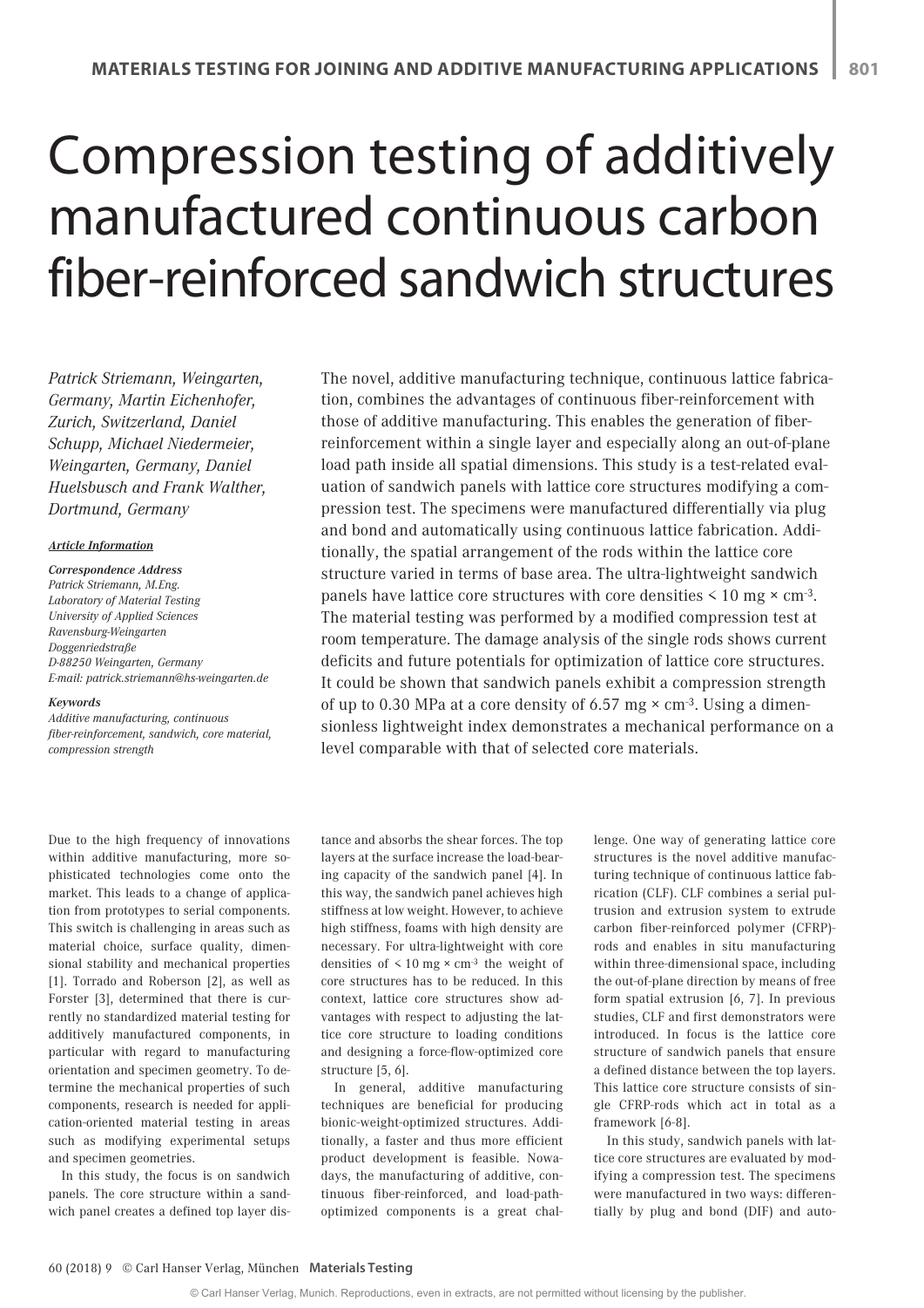# Compression testing of additively manufactured continuous carbon fiber-reinforced sandwich structures

*Patrick Striemann, Weingarten, Germany, Martin Eichenhofer, Zurich, Switzerland, Daniel Schupp, Michael Niedermeier, Weingarten, Germany, Daniel Huelsbusch and Frank Walther, Dortmund, Germany*

***Article Information***

***Correspondence Address***
*Patrick Striemann, M.Eng.*
*Laboratory of Material Testing*
*University of Applied Sciences*
*Ravensburg-Weingarten*
*Doggenriedstraße*
*D-88250 Weingarten, Germany*
*E-mail: patrick.striemann@hs-weingarten.de*

***Keywords***
*Additive manufacturing, continuous fiber-reinforcement, sandwich, core material, compression strength*

The novel, additive manufacturing technique, continuous lattice fabrication, combines the advantages of continuous fiber-reinforcement with those of additive manufacturing. This enables the generation of fiber-reinforcement within a single layer and especially along an out-of-plane load path inside all spatial dimensions. This study is a test-related evaluation of sandwich panels with lattice core structures modifying a compression test. The specimens were manufactured differentially via plug and bond and automatically using continuous lattice fabrication. Additionally, the spatial arrangement of the rods within the lattice core structure varied in terms of base area. The ultra-lightweight sandwich panels have lattice core structures with core densities < 10 mg × cm$^{-3}$. The material testing was performed by a modified compression test at room temperature. The damage analysis of the single rods shows current deficits and future potentials for optimization of lattice core structures. It could be shown that sandwich panels exhibit a compression strength of up to 0.30 MPa at a core density of 6.57 mg × cm$^{-3}$. Using a dimensionless lightweight index demonstrates a mechanical performance on a level comparable with that of selected core materials.

Due to the high frequency of innovations within additive manufacturing, more sophisticated technologies come onto the market. This leads to a change of application from prototypes to serial components. This switch is challenging in areas such as material choice, surface quality, dimensional stability and mechanical properties [1]. Torrado and Roberson [2], as well as Forster [3], determined that there is currently no standardized material testing for additively manufactured components, in particular with regard to manufacturing orientation and specimen geometry. To determine the mechanical properties of such components, research is needed for application-oriented material testing in areas such as modifying experimental setups and specimen geometries.

In this study, the focus is on sandwich panels. The core structure within a sandwich panel creates a defined top layer distance and absorbs the shear forces. The top layers at the surface increase the load-bearing capacity of the sandwich panel [4]. In this way, the sandwich panel achieves high stiffness at low weight. However, to achieve high stiffness, foams with high density are necessary. For ultra-lightweight with core densities of < 10 mg × cm$^{-3}$ the weight of core structures has to be reduced. In this context, lattice core structures show advantages with respect to adjusting the lattice core structure to loading conditions and designing a force-flow-optimized core structure [5, 6].

In general, additive manufacturing techniques are beneficial for producing bionic-weight-optimized structures. Additionally, a faster and thus more efficient product development is feasible. Nowadays, the manufacturing of additive, continuous fiber-reinforced, and load-path-optimized components is a great challenge. One way of generating lattice core structures is the novel additive manufacturing technique of continuous lattice fabrication (CLF). CLF combines a serial pultrusion and extrusion system to extrude carbon fiber-reinforced polymer (CFRP)-rods and enables in situ manufacturing within three-dimensional space, including the out-of-plane direction by means of free form spatial extrusion [6, 7]. In previous studies, CLF and first demonstrators were introduced. In focus is the lattice core structure of sandwich panels that ensure a defined distance between the top layers. This lattice core structure consists of single CFRP-rods which act in total as a framework [6-8].

In this study, sandwich panels with lattice core structures are evaluated by modifying a compression test. The specimens were manufactured in two ways: differentially by plug and bond (DIF) and auto-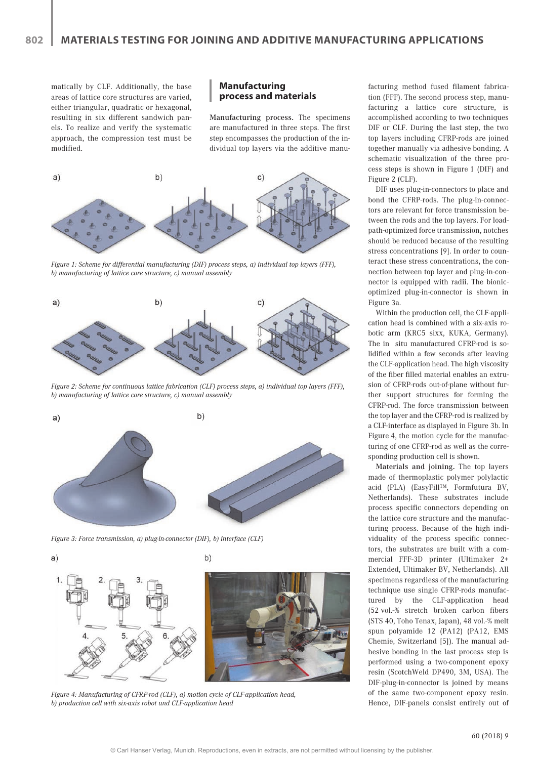matically by CLF. Additionally, the base areas of lattice core structures are varied, either triangular, quadratic or hexagonal, resulting in six different sandwich panels. To realize and verify the systematic approach, the compression test must be modified.

## Manufacturing process and materials

**Manufacturing process.** The specimens are manufactured in three steps. The first step encompasses the production of the individual top layers via the additive manufacturing method fused filament fabrication (FFF). The second process step, manufacturing a lattice core structure, is accomplished according to two techniques DIF or CLF. During the last step, the two top layers including CFRP-rods are joined together manually via adhesive bonding. A schematic visualization of the three process steps is shown in Figure 1 (DIF) and Figure 2 (CLF).

a) b) c)

*Figure 1: Scheme for differential manufacturing (DIF) process steps, a) individual top layers (FFF), b) manufacturing of lattice core structure, c) manual assembly*

a) b) c)

*Figure 2: Scheme for continuous lattice fabrication (CLF) process steps, a) individual top layers (FFF), b) manufacturing of lattice core structure, c) manual assembly*

a) b)

*Figure 3: Force transmission, a) plug-in-connector (DIF), b) interface (CLF)*

a) b)

1. 2. 3. 4. 5. 6.

*Figure 4: Manufacturing of CFRP-rod (CLF), a) motion cycle of CLF-application head, b) production cell with six-axis robot und CLF-application head*

DIF uses plug-in-connectors to place and bond the CFRP-rods. The plug-in-connectors are relevant for force transmission between the rods and the top layers. For load-path-optimized force transmission, notches should be reduced because of the resulting stress concentrations [9]. In order to counteract these stress concentrations, the connection between top layer and plug-in-connector is equipped with radii. The bionic-optimized plug-in-connector is shown in Figure 3a.

Within the production cell, the CLF-application head is combined with a six-axis robotic arm (KRC5 sixx, KUKA, Germany). The in situ manufactured CFRP-rod is solidified within a few seconds after leaving the CLF-application head. The high viscosity of the fiber filled material enables an extrusion of CFRP-rods out-of-plane without further support structures for forming the CFRP-rod. The force transmission between the top layer and the CFRP-rod is realized by a CLF-interface as displayed in Figure 3b. In Figure 4, the motion cycle for the manufacturing of one CFRP-rod as well as the corresponding production cell is shown.

**Materials and joining.** The top layers made of thermoplastic polymer polylactic acid (PLA) (EasyFill™, Formfutura BV, Netherlands). These substrates include process specific connectors depending on the lattice core structure and the manufacturing process. Because of the high individuality of the process specific connectors, the substrates are built with a commercial FFF-3D printer (Ultimaker 2+ Extended, Ultimaker BV, Netherlands). All specimens regardless of the manufacturing technique use single CFRP-rods manufactured by the CLF-application head (52 vol.-% stretch broken carbon fibers (STS 40, Toho Tenax, Japan), 48 vol.-% melt spun polyamide 12 (PA12) (PA12, EMS Chemie, Switzerland [5]). The manual adhesive bonding in the last process step is performed using a two-component epoxy resin (ScotchWeld DP490, 3M, USA). The DIF-plug-in-connector is joined by means of the same two-component epoxy resin. Hence, DIF-panels consist entirely out of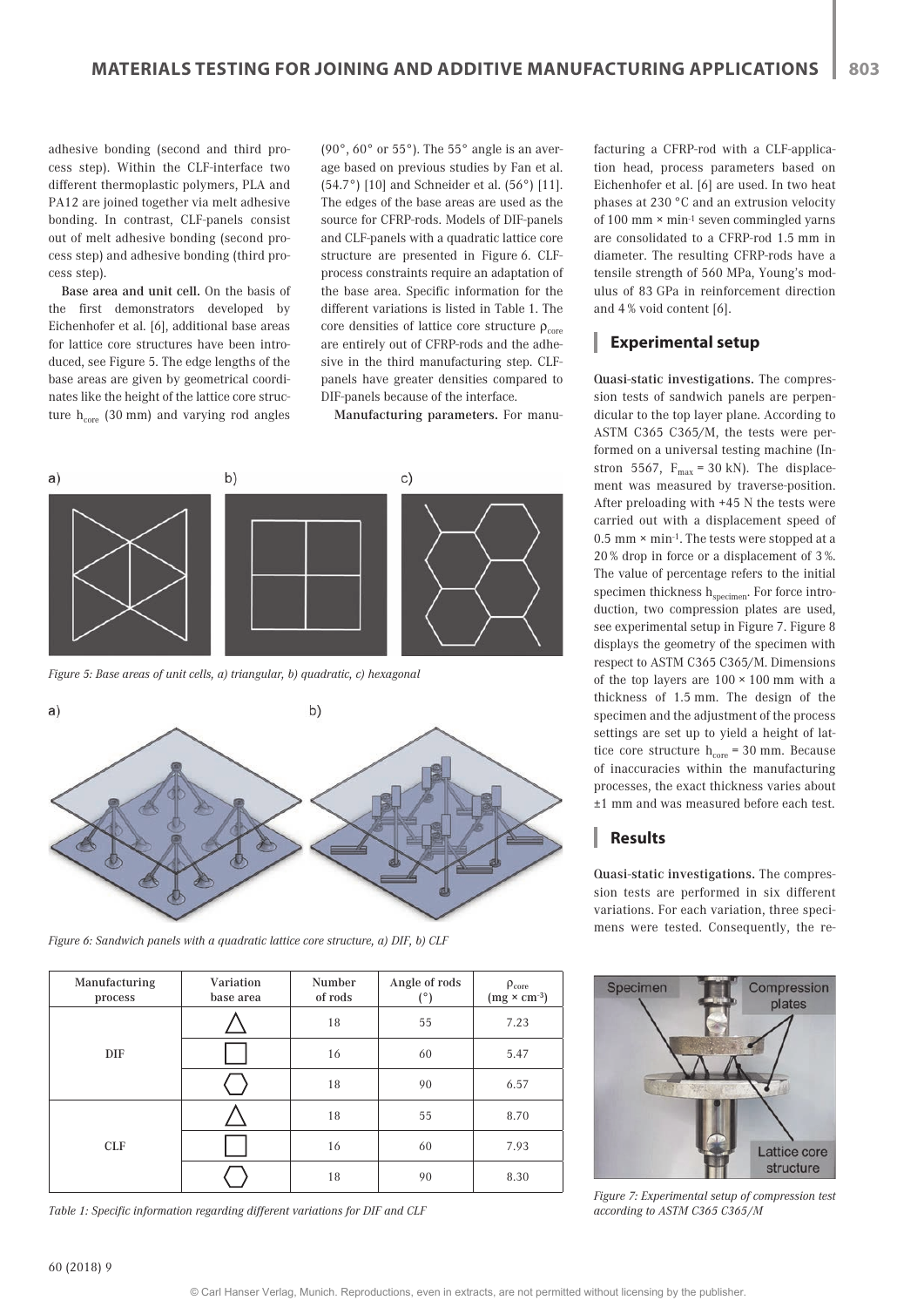adhesive bonding (second and third process step). Within the CLF-interface two different thermoplastic polymers, PLA and PA12 are joined together via melt adhesive bonding. In contrast, CLF-panels consist out of melt adhesive bonding (second process step) and adhesive bonding (third process step).

**Base area and unit cell.** On the basis of the first demonstrators developed by Eichenhofer et al. [6], additional base areas for lattice core structures have been introduced, see Figure 5. The edge lengths of the base areas are given by geometrical coordinates like the height of the lattice core structure $h_{core}$ (30 mm) and varying rod angles (90°, 60° or 55°). The 55° angle is an average based on previous studies by Fan et al. (54.7°) [10] and Schneider et al. (56°) [11]. The edges of the base areas are used as the source for CFRP-rods. Models of DIF-panels and CLF-panels with a quadratic lattice core structure are presented in Figure 6. CLF-process constraints require an adaptation of the base area. Specific information for the different variations is listed in Table 1. The core densities of lattice core structure $\rho_{core}$ are entirely out of CFRP-rods and the adhesive in the third manufacturing step. CLF-panels have greater densities compared to DIF-panels because of the interface.

**Manufacturing parameters.** For manufacturing a CFRP-rod with a CLF-application head, process parameters based on Eichenhofer et al. [6] are used. In two heat phases at 230 °C and an extrusion velocity of 100 mm × min-1 seven commingled yarns are consolidated to a CFRP-rod 1.5 mm in diameter. The resulting CFRP-rods have a tensile strength of 560 MPa, Young's modulus of 83 GPa in reinforcement direction and 4 % void content [6].

a) b) c)

*Figure 5: Base areas of unit cells, a) triangular, b) quadratic, c) hexagonal*

a) b)

*Figure 6: Sandwich panels with a quadratic lattice core structure, a) DIF, b) CLF*

| Manufacturing process | Variation base area | Number of rods | Angle of rods (°) | $\rho_{core}$ (mg × cm$^{-3}$) |
|---|---|---|---|---|
| DIF | △ | 18 | 55 | 7.23 |
| | □ | 16 | 60 | 5.47 |
| | ⬡ | 18 | 90 | 6.57 |
| CLF | △ | 18 | 55 | 8.70 |
| | □ | 16 | 60 | 7.93 |
| | ⬡ | 18 | 90 | 8.30 |

*Table 1: Specific information regarding different variations for DIF and CLF*

## Experimental setup

**Quasi-static investigations.** The compression tests of sandwich panels are perpendicular to the top layer plane. According to ASTM C365 C365/M, the tests were performed on a universal testing machine (Instron 5567, $F_{max}$ = 30 kN). The displacement was measured by traverse-position. After preloading with +45 N the tests were carried out with a displacement speed of 0.5 mm × min-1. The tests were stopped at a 20 % drop in force or a displacement of 3 %. The value of percentage refers to the initial specimen thickness $h_{specimen}$. For force introduction, two compression plates are used, see experimental setup in Figure 7. Figure 8 displays the geometry of the specimen with respect to ASTM C365 C365/M. Dimensions of the top layers are 100 × 100 mm with a thickness of 1.5 mm. The design of the specimen and the adjustment of the process settings are set up to yield a height of lattice core structure $h_{core}$ = 30 mm. Because of inaccuracies within the manufacturing processes, the exact thickness varies about ±1 mm and was measured before each test.

## Results

**Quasi-static investigations.** The compression tests are performed in six different variations. For each variation, three specimens were tested. Consequently, the re-

Specimen
Compression plates
Lattice core structure

*Figure 7: Experimental setup of compression test according to ASTM C365 C365/M*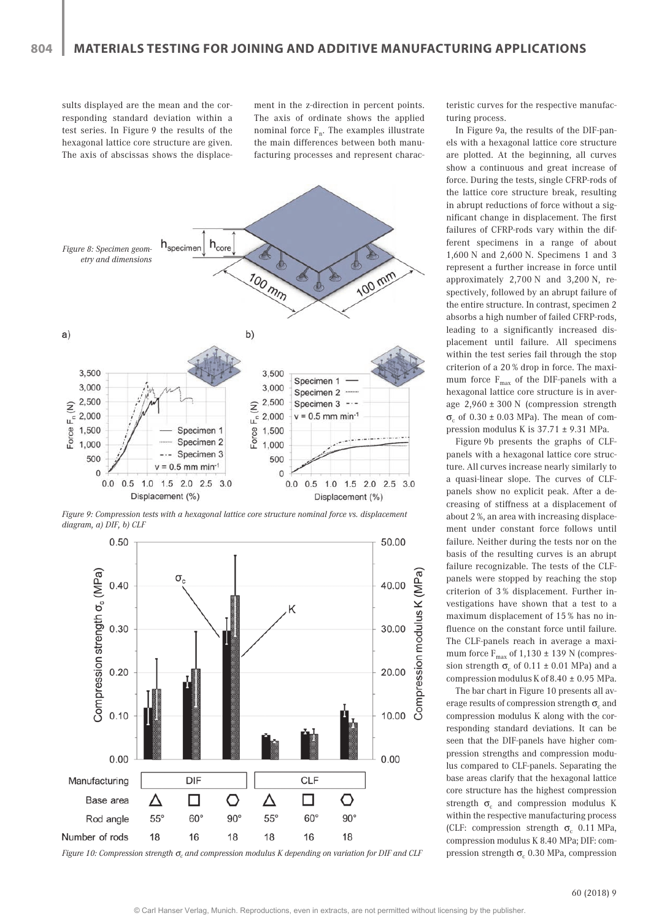sults displayed are the mean and the corresponding standard deviation within a test series. In Figure 9 the results of the hexagonal lattice core structure are given. The axis of abscissas shows the displacement in the z-direction in percent points. The axis of ordinate shows the applied nominal force $F_n$. The examples illustrate the main differences between both manufacturing processes and represent characteristic curves for the respective manufacturing process.

h_specimen
h_core
100 mm
100 mm

*Figure 8: Specimen geometry and dimensions*

a)
Force $F_n$ (N)
3,500
3,000
2,500
2,000
1,500
1,000
500
0
0.0 0.5 1.0 1.5 2.0 2.5 3.0
Displacement (%)
Specimen 1
Specimen 2
Specimen 3
v = 0.5 mm min⁻¹

b)
Force $F_n$ (N)
3,500
3,000
2,500
2,000
1,500
1,000
500
0
0.0 0.5 1.0 1.5 2.0 2.5 3.0
Displacement (%)
Specimen 1
Specimen 2
Specimen 3
v = 0.5 mm min⁻¹

*Figure 9: Compression tests with a hexagonal lattice core structure nominal force vs. displacement diagram, a) DIF, b) CLF*

Compression strength $\sigma_c$ (MPa)
0.50
0.40
0.30
0.20
0.10
0.00
Compression modulus K (MPa)
50.00
40.00
30.00
20.00
10.00
0.00
$\sigma_c$
K

Manufacturing: DIF, CLF
Base area: △ □ ⬡ △ □ ⬡
Rod angle: 55° 60° 90° 55° 60° 90°
Number of rods: 18 16 18 18 16 18

*Figure 10: Compression strength $\sigma_c$ and compression modulus K depending on variation for DIF and CLF*

In Figure 9a, the results of the DIF-panels with a hexagonal lattice core structure are plotted. At the beginning, all curves show a continuous and great increase of force. During the tests, single CFRP-rods of the lattice core structure break, resulting in abrupt reductions of force without a significant change in displacement. The first failures of CFRP-rods vary within the different specimens in a range of about 1,600 N and 2,600 N. Specimens 1 and 3 represent a further increase in force until approximately 2,700 N and 3,200 N, respectively, followed by an abrupt failure of the entire structure. In contrast, specimen 2 absorbs a high number of failed CFRP-rods, leading to a significantly increased displacement until failure. All specimens within the test series fail through the stop criterion of a 20 % drop in force. The maximum force $F_{max}$ of the DIF-panels with a hexagonal lattice core structure is in average 2,960 ± 300 N (compression strength $\sigma_c$ of 0.30 ± 0.03 MPa). The mean of compression modulus K is 37.71 ± 9.31 MPa.

Figure 9b presents the graphs of CLF-panels with a hexagonal lattice core structure. All curves increase nearly similarly to a quasi-linear slope. The curves of CLF-panels show no explicit peak. After a decreasing of stiffness at a displacement of about 2 %, an area with increasing displacement under constant force follows until failure. Neither during the tests nor on the basis of the resulting curves is an abrupt failure recognizable. The tests of the CLF-panels were stopped by reaching the stop criterion of 3 % displacement. Further investigations have shown that a test to a maximum displacement of 15 % has no influence on the constant force until failure. The CLF-panels reach in average a maximum force $F_{max}$ of 1,130 ± 139 N (compression strength $\sigma_c$ of 0.11 ± 0.01 MPa) and a compression modulus K of 8.40 ± 0.95 MPa.

The bar chart in Figure 10 presents all average results of compression strength $\sigma_c$ and compression modulus K along with the corresponding standard deviations. It can be seen that the DIF-panels have higher compression strengths and compression modulus compared to CLF-panels. Separating the base areas clarify that the hexagonal lattice core structure has the highest compression strength $\sigma_c$ and compression modulus K within the respective manufacturing process (CLF: compression strength $\sigma_c$ 0.11 MPa, compression modulus K 8.40 MPa; DIF: compression strength $\sigma_c$ 0.30 MPa, compression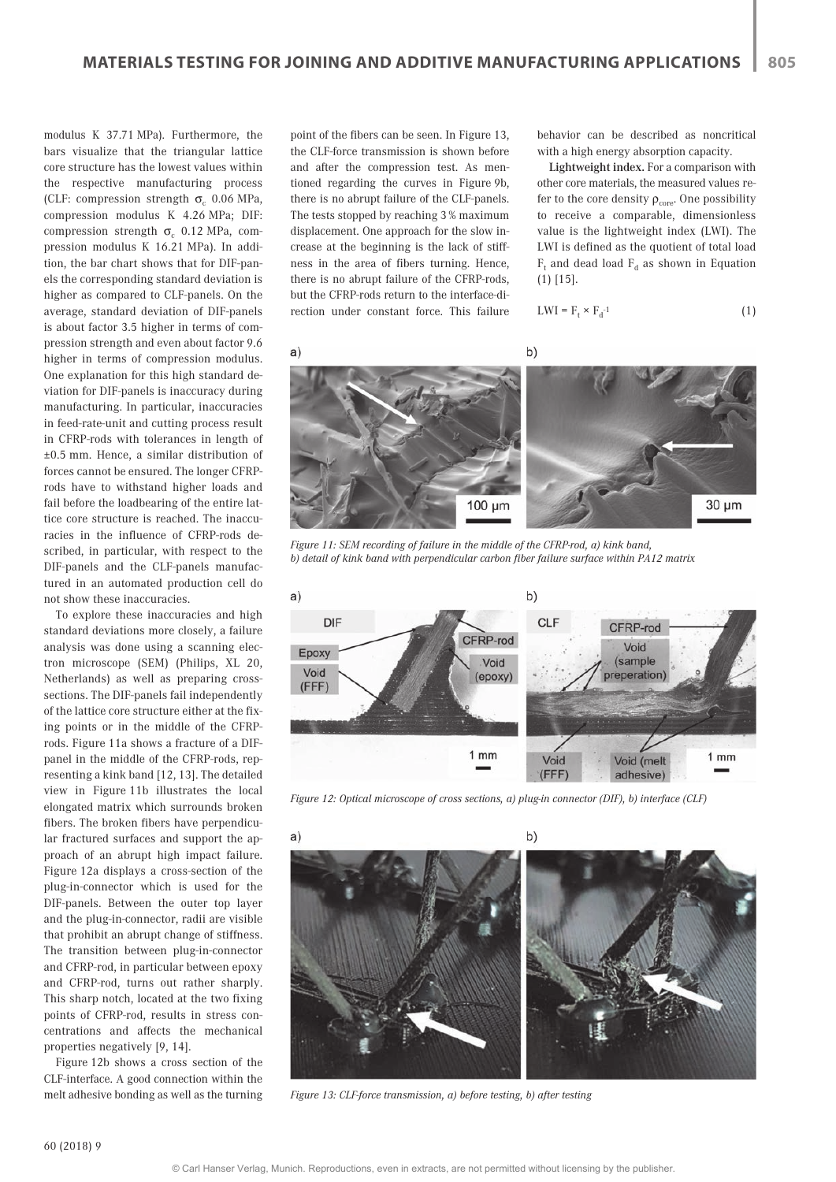modulus K 37.71 MPa). Furthermore, the bars visualize that the triangular lattice core structure has the lowest values within the respective manufacturing process (CLF: compression strength $\sigma_c$ 0.06 MPa, compression modulus K 4.26 MPa; DIF: compression strength $\sigma_c$ 0.12 MPa, compression modulus K 16.21 MPa). In addition, the bar chart shows that for DIF-panels the corresponding standard deviation is higher as compared to CLF-panels. On the average, standard deviation of DIF-panels is about factor 3.5 higher in terms of compression strength and even about factor 9.6 higher in terms of compression modulus. One explanation for this high standard deviation for DIF-panels is inaccuracy during manufacturing. In particular, inaccuracies in feed-rate-unit and cutting process result in CFRP-rods with tolerances in length of ±0.5 mm. Hence, a similar distribution of forces cannot be ensured. The longer CFRP-rods have to withstand higher loads and fail before the loadbearing of the entire lattice core structure is reached. The inaccuracies in the influence of CFRP-rods described, in particular, with respect to the DIF-panels and the CLF-panels manufactured in an automated production cell do not show these inaccuracies.

To explore these inaccuracies and high standard deviations more closely, a failure analysis was done using a scanning electron microscope (SEM) (Philips, XL 20, Netherlands) as well as preparing cross-sections. The DIF-panels fail independently of the lattice core structure either at the fixing points or in the middle of the CFRP-rods. Figure 11a shows a fracture of a DIF-panel in the middle of the CFRP-rods, representing a kink band [12, 13]. The detailed view in Figure 11b illustrates the local elongated matrix which surrounds broken fibers. The broken fibers have perpendicular fractured surfaces and support the approach of an abrupt high impact failure. Figure 12a displays a cross-section of the plug-in-connector which is used for the DIF-panels. Between the outer top layer and the plug-in-connector, radii are visible that prohibit an abrupt change of stiffness. The transition between plug-in-connector and CFRP-rod, in particular between epoxy and CFRP-rod, turns out rather sharply. This sharp notch, located at the two fixing points of CFRP-rod, results in stress concentrations and affects the mechanical properties negatively [9, 14].

Figure 12b shows a cross section of the CLF-interface. A good connection within the melt adhesive bonding as well as the turning point of the fibers can be seen. In Figure 13, the CLF-force transmission is shown before and after the compression test. As mentioned regarding the curves in Figure 9b, there is no abrupt failure of the CLF-panels. The tests stopped by reaching 3 % maximum displacement. One approach for the slow increase at the beginning is the lack of stiffness in the area of fibers turning. Hence, there is no abrupt failure of the CFRP-rods, but the CFRP-rods return to the interface-direction under constant force. This failure behavior can be described as noncritical with a high energy absorption capacity.

**Lightweight index.** For a comparison with other core materials, the measured values refer to the core density $\rho_{core}$. One possibility to receive a comparable, dimensionless value is the lightweight index (LWI). The LWI is defined as the quotient of total load $F_t$ and dead load $F_d$ as shown in Equation (1) [15].

$$LWI = F_t \times F_d^{-1} \qquad (1)$$

a) b)
100 µm
30 µm

*Figure 11: SEM recording of failure in the middle of the CFRP-rod, a) kink band, b) detail of kink band with perpendicular carbon fiber failure surface within PA12 matrix*

a) DIF
CFRP-rod
Epoxy
Void (epoxy)
Void (FFF)
1 mm

b) CLF
CFRP-rod
Void (sample preperation)
Void (FFF)
Void (melt adhesive)
1 mm

*Figure 12: Optical microscope of cross sections, a) plug-in connector (DIF), b) interface (CLF)*

a) b)

*Figure 13: CLF-force transmission, a) before testing, b) after testing*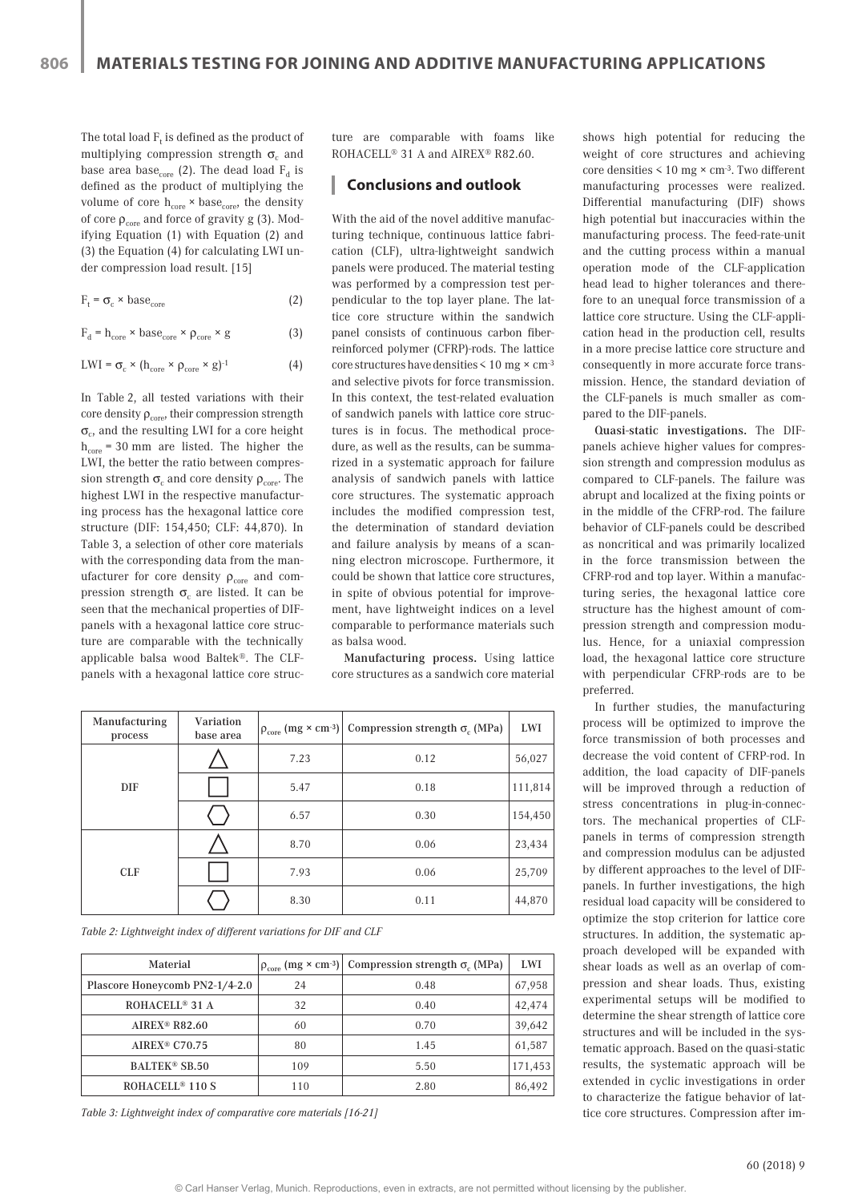The total load $F_t$ is defined as the product of multiplying compression strength $\sigma_c$ and base area $base_{core}$ (2). The dead load $F_d$ is defined as the product of multiplying the volume of core $h_{core} \times base_{core}$, the density of core $\rho_{core}$ and force of gravity g (3). Modifying Equation (1) with Equation (2) and (3) the Equation (4) for calculating LWI under compression load result. [15]

$$F_t = \sigma_c \times base_{core} \quad (2)$$

$$F_d = h_{core} \times base_{core} \times \rho_{core} \times g \quad (3)$$

$$LWI = \sigma_c \times (h_{core} \times \rho_{core} \times g)^{-1} \quad (4)$$

In Table 2, all tested variations with their core density $\rho_{core}$, their compression strength $\sigma_c$, and the resulting LWI for a core height $h_{core}$ = 30 mm are listed. The higher the LWI, the better the ratio between compression strength $\sigma_c$ and core density $\rho_{core}$. The highest LWI in the respective manufacturing process has the hexagonal lattice core structure (DIF: 154,450; CLF: 44,870). In Table 3, a selection of other core materials with the corresponding data from the manufacturer for core density $\rho_{core}$ and compression strength $\sigma_c$ are listed. It can be seen that the mechanical properties of DIF-panels with a hexagonal lattice core structure are comparable with the technically applicable balsa wood Baltek®. The CLF-panels with a hexagonal lattice core structure are comparable with foams like ROHACELL® 31 A and AIREX® R82.60.

| Manufacturing process | Variation base area | $\rho_{core}$ (mg × cm$^{-3}$) | Compression strength $\sigma_c$ (MPa) | LWI |
|---|---|---|---|---|
| DIF | △ | 7.23 | 0.12 | 56,027 |
| | □ | 5.47 | 0.18 | 111,814 |
| | ⬡ | 6.57 | 0.30 | 154,450 |
| CLF | △ | 8.70 | 0.06 | 23,434 |
| | □ | 7.93 | 0.06 | 25,709 |
| | ⬡ | 8.30 | 0.11 | 44,870 |

*Table 2: Lightweight index of different variations for DIF and CLF*

| Material | $\rho_{core}$ (mg × cm$^{-3}$) | Compression strength $\sigma_c$ (MPa) | LWI |
|---|---|---|---|
| Plascore Honeycomb PN2-1/4-2.0 | 24 | 0.48 | 67,958 |
| ROHACELL® 31 A | 32 | 0.40 | 42,474 |
| AIREX® R82.60 | 60 | 0.70 | 39,642 |
| AIREX® C70.75 | 80 | 1.45 | 61,587 |
| BALTEK® SB.50 | 109 | 5.50 | 171,453 |
| ROHACELL® 110 S | 110 | 2.80 | 86,492 |

*Table 3: Lightweight index of comparative core materials [16-21]*

## Conclusions and outlook

With the aid of the novel additive manufacturing technique, continuous lattice fabrication (CLF), ultra-lightweight sandwich panels were produced. The material testing was performed by a compression test perpendicular to the top layer plane. The lattice core structure within the sandwich panel consists of continuous carbon fiber-reinforced polymer (CFRP)-rods. The lattice core structures have densities < 10 mg × cm$^{-3}$ and selective pivots for force transmission. In this context, the test-related evaluation of sandwich panels with lattice core structures is in focus. The methodical procedure, as well as the results, can be summarized in a systematic approach for failure analysis of sandwich panels with lattice core structures. The systematic approach includes the modified compression test, the determination of standard deviation and failure analysis by means of a scanning electron microscope. Furthermore, it could be shown that lattice core structures, in spite of obvious potential for improvement, have lightweight indices on a level comparable to performance materials such as balsa wood.

**Manufacturing process.** Using lattice core structures as a sandwich core material shows high potential for reducing the weight of core structures and achieving core densities < 10 mg × cm$^{-3}$. Two different manufacturing processes were realized. Differential manufacturing (DIF) shows high potential but inaccuracies within the manufacturing process. The feed-rate-unit and the cutting process within a manual operation mode of the CLF-application head lead to higher tolerances and therefore to an unequal force transmission of a lattice core structure. Using the CLF-application head in the production cell, results in a more precise lattice core structure and consequently in more accurate force transmission. Hence, the standard deviation of the CLF-panels is much smaller as compared to the DIF-panels.

**Quasi-static investigations.** The DIF-panels achieve higher values for compression strength and compression modulus as compared to CLF-panels. The failure was abrupt and localized at the fixing points or in the middle of the CFRP-rod. The failure behavior of CLF-panels could be described as noncritical and was primarily localized in the force transmission between the CFRP-rod and top layer. Within a manufacturing series, the hexagonal lattice core structure has the highest amount of compression strength and compression modulus. Hence, for a uniaxial compression load, the hexagonal lattice core structure with perpendicular CFRP-rods are to be preferred.

In further studies, the manufacturing process will be optimized to improve the force transmission of both processes and decrease the void content of CFRP-rod. In addition, the load capacity of DIF-panels will be improved through a reduction of stress concentrations in plug-in-connectors. The mechanical properties of CLF-panels in terms of compression strength and compression modulus can be adjusted by different approaches to the level of DIF-panels. In further investigations, the high residual load capacity will be considered to optimize the stop criterion for lattice core structures. In addition, the systematic approach developed will be expanded with shear loads as well as an overlap of compression and shear loads. Thus, existing experimental setups will be modified to determine the shear strength of lattice core structures and will be included in the systematic approach. Based on the quasi-static results, the systematic approach will be extended in cyclic investigations in order to characterize the fatigue behavior of lattice core structures. Compression after im-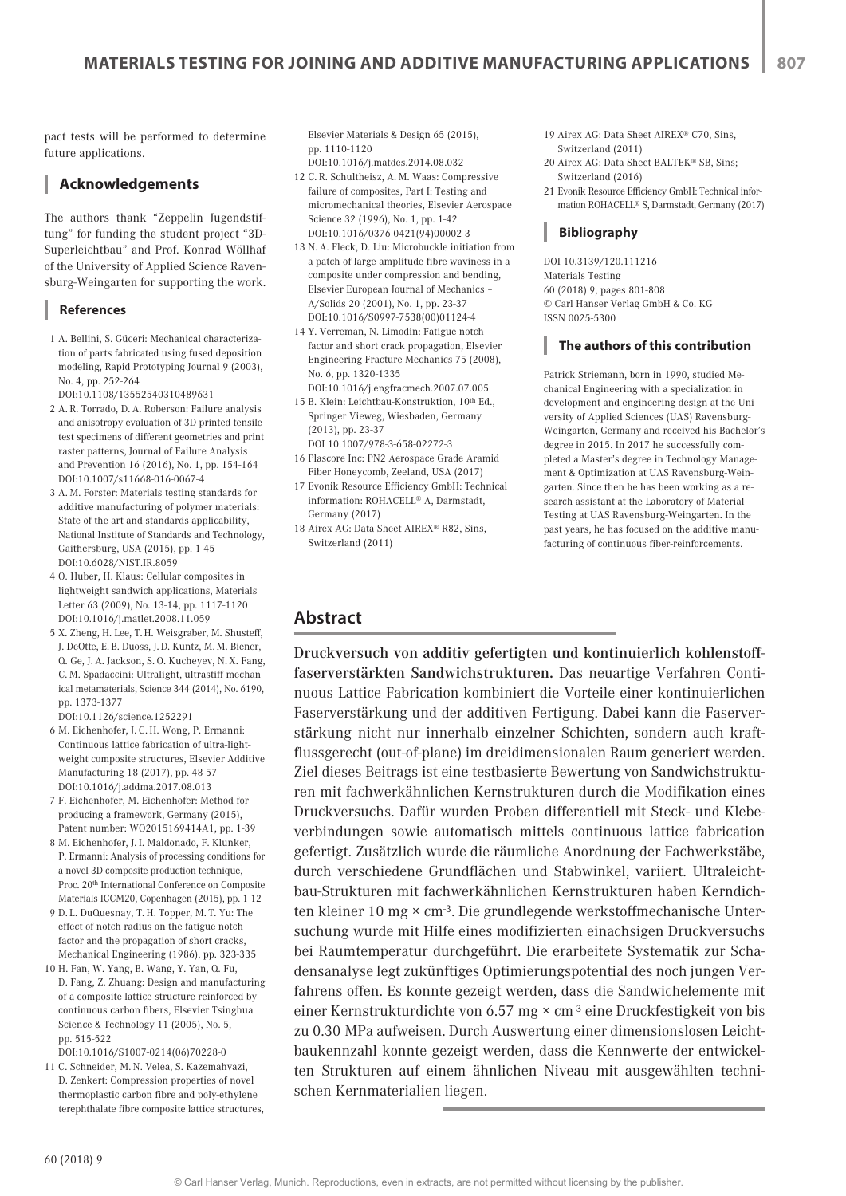pact tests will be performed to determine future applications.

## Acknowledgements

The authors thank "Zeppelin Jugendstiftung" for funding the student project "3D-Superleichtbau" and Prof. Konrad Wöllhaf of the University of Applied Science Ravensburg-Weingarten for supporting the work.

## References

1 A. Bellini, S. Güceri: Mechanical characterization of parts fabricated using fused deposition modeling, Rapid Prototyping Journal 9 (2003), No. 4, pp. 252-264
DOI:10.1108/13552540310489631

2 A. R. Torrado, D. A. Roberson: Failure analysis and anisotropy evaluation of 3D-printed tensile test specimens of different geometries and print raster patterns, Journal of Failure Analysis and Prevention 16 (2016), No. 1, pp. 154-164
DOI:10.1007/s11668-016-0067-4

3 A. M. Forster: Materials testing standards for additive manufacturing of polymer materials: State of the art and standards applicability, National Institute of Standards and Technology, Gaithersburg, USA (2015), pp. 1-45
DOI:10.6028/NIST.IR.8059

4 O. Huber, H. Klaus: Cellular composites in lightweight sandwich applications, Materials Letter 63 (2009), No. 13-14, pp. 1117-1120
DOI:10.1016/j.matlet.2008.11.059

5 X. Zheng, H. Lee, T. H. Weisgraber, M. Shusteff, J. DeOtte, E. B. Duoss, J. D. Kuntz, M. M. Biener, Q. Ge, J. A. Jackson, S. O. Kucheyev, N. X. Fang, C. M. Spadaccini: Ultralight, ultrastiff mechanical metamaterials, Science 344 (2014), No. 6190, pp. 1373-1377
DOI:10.1126/science.1252291

6 M. Eichenhofer, J. C. H. Wong, P. Ermanni: Continuous lattice fabrication of ultra-lightweight composite structures, Elsevier Additive Manufacturing 18 (2017), pp. 48-57
DOI:10.1016/j.addma.2017.08.013

7 F. Eichenhofer, M. Eichenhofer: Method for producing a framework, Germany (2015), Patent number: WO2015169414A1, pp. 1-39

8 M. Eichenhofer, J. I. Maldonado, F. Klunker, P. Ermanni: Analysis of processing conditions for a novel 3D-composite production technique, Proc. 20th International Conference on Composite Materials ICCM20, Copenhagen (2015), pp. 1-12

9 D. L. DuQuesnay, T. H. Topper, M. T. Yu: The effect of notch radius on the fatigue notch factor and the propagation of short cracks, Mechanical Engineering (1986), pp. 323-335

10 H. Fan, W. Yang, B. Wang, Y. Yan, Q. Fu, D. Fang, Z. Zhuang: Design and manufacturing of a composite lattice structure reinforced by continuous carbon fibers, Elsevier Tsinghua Science & Technology 11 (2005), No. 5, pp. 515-522
DOI:10.1016/S1007-0214(06)70228-0

11 C. Schneider, M. N. Velea, S. Kazemahvazi, D. Zenkert: Compression properties of novel thermoplastic carbon fibre and poly-ethylene terephthalate fibre composite lattice structures, Elsevier Materials & Design 65 (2015), pp. 1110-1120
DOI:10.1016/j.matdes.2014.08.032

12 C. R. Schultheisz, A. M. Waas: Compressive failure of composites, Part I: Testing and micromechanical theories, Elsevier Aerospace Science 32 (1996), No. 1, pp. 1-42
DOI:10.1016/0376-0421(94)00002-3

13 N. A. Fleck, D. Liu: Microbuckle initiation from a patch of large amplitude fibre waviness in a composite under compression and bending, Elsevier European Journal of Mechanics – A/Solids 20 (2001), No. 1, pp. 23-37
DOI:10.1016/S0997-7538(00)01124-4

14 Y. Verreman, N. Limodin: Fatigue notch factor and short crack propagation, Elsevier Engineering Fracture Mechanics 75 (2008), No. 6, pp. 1320-1335
DOI:10.1016/j.engfracmech.2007.07.005

15 B. Klein: Leichtbau-Konstruktion, 10th Ed., Springer Vieweg, Wiesbaden, Germany (2013), pp. 23-37
DOI 10.1007/978-3-658-02272-3

16 Plascore Inc: PN2 Aerospace Grade Aramid Fiber Honeycomb, Zeeland, USA (2017)

17 Evonik Resource Efficiency GmbH: Technical information: ROHACELL® A, Darmstadt, Germany (2017)

18 Airex AG: Data Sheet AIREX® R82, Sins, Switzerland (2011)

19 Airex AG: Data Sheet AIREX® C70, Sins, Switzerland (2011)

20 Airex AG: Data Sheet BALTEK® SB, Sins; Switzerland (2016)

21 Evonik Resource Efficiency GmbH: Technical information ROHACELL® S, Darmstadt, Germany (2017)

## Bibliography

DOI 10.3139/120.111216
Materials Testing
60 (2018) 9, pages 801-808
© Carl Hanser Verlag GmbH & Co. KG
ISSN 0025-5300

## The authors of this contribution

Patrick Striemann, born in 1990, studied Mechanical Engineering with a specialization in development and engineering design at the University of Applied Sciences (UAS) Ravensburg-Weingarten, Germany and received his Bachelor's degree in 2015. In 2017 he successfully completed a Master's degree in Technology Management & Optimization at UAS Ravensburg-Weingarten. Since then he has been working as a research assistant at the Laboratory of Material Testing at UAS Ravensburg-Weingarten. In the past years, he has focused on the additive manufacturing of continuous fiber-reinforcements.

## Abstract

**Druckversuch von additiv gefertigten und kontinuierlich kohlenstofffaserverstärkten Sandwichstrukturen.** Das neuartige Verfahren Continuous Lattice Fabrication kombiniert die Vorteile einer kontinuierlichen Faserverstärkung und der additiven Fertigung. Dabei kann die Faserverstärkung nicht nur innerhalb einzelner Schichten, sondern auch kraftflussgerecht (out-of-plane) im dreidimensionalen Raum generiert werden. Ziel dieses Beitrags ist eine testbasierte Bewertung von Sandwichstrukturen mit fachwerkähnlichen Kernstrukturen durch die Modifikation eines Druckversuchs. Dafür wurden Proben differentiell mit Steck- und Klebeverbindungen sowie automatisch mittels continuous lattice fabrication gefertigt. Zusätzlich wurde die räumliche Anordnung der Fachwerkstäbe, durch verschiedene Grundflächen und Stabwinkel, variiert. Ultraleichtbau-Strukturen mit fachwerkähnlichen Kernstrukturen haben Kerndichten kleiner 10 mg × cm$^{-3}$. Die grundlegende werkstoffmechanische Untersuchung wurde mit Hilfe eines modifizierten einachsigen Druckversuchs bei Raumtemperatur durchgeführt. Die erarbeitete Systematik zur Schadensanalyse legt zukünftiges Optimierungspotential des noch jungen Verfahrens offen. Es konnte gezeigt werden, dass die Sandwichelemente mit einer Kernstrukturdichte von 6.57 mg × cm$^{-3}$ eine Druckfestigkeit von bis zu 0.30 MPa aufweisen. Durch Auswertung einer dimensionslosen Leichtbaukennzahl konnte gezeigt werden, dass die Kennwerte der entwickelten Strukturen auf einem ähnlichen Niveau mit ausgewählten technischen Kernmaterialien liegen.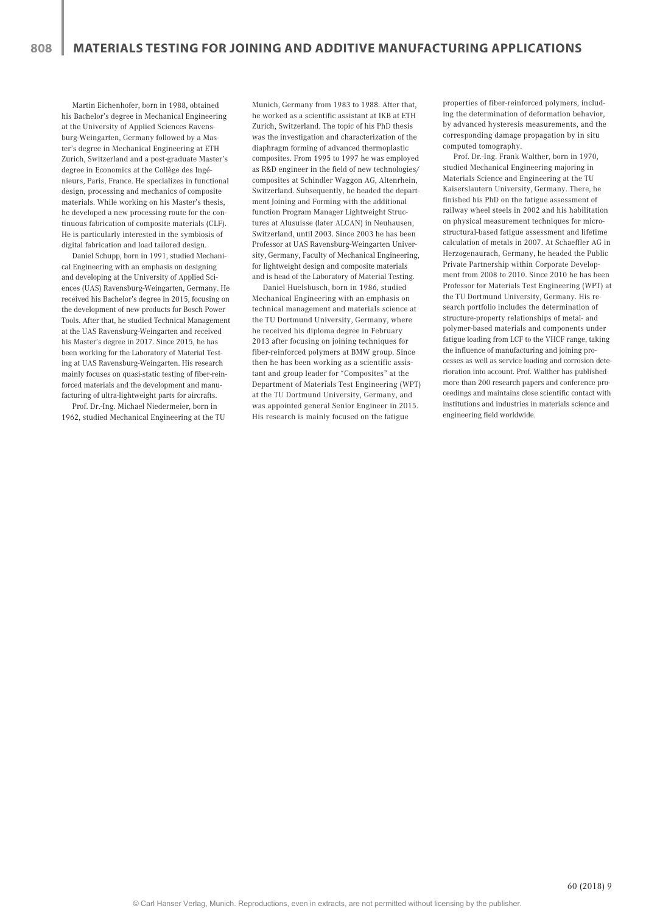Martin Eichenhofer, born in 1988, obtained his Bachelor's degree in Mechanical Engineering at the University of Applied Sciences Ravensburg-Weingarten, Germany followed by a Master's degree in Mechanical Engineering at ETH Zurich, Switzerland and a post-graduate Master's degree in Economics at the Collège des Ingénieurs, Paris, France. He specializes in functional design, processing and mechanics of composite materials. While working on his Master's thesis, he developed a new processing route for the continuous fabrication of composite materials (CLF). He is particularly interested in the symbiosis of digital fabrication and load tailored design.

Daniel Schupp, born in 1991, studied Mechanical Engineering with an emphasis on designing and developing at the University of Applied Sciences (UAS) Ravensburg-Weingarten, Germany. He received his Bachelor's degree in 2015, focusing on the development of new products for Bosch Power Tools. After that, he studied Technical Management at the UAS Ravensburg-Weingarten and received his Master's degree in 2017. Since 2015, he has been working for the Laboratory of Material Testing at UAS Ravensburg-Weingarten. His research mainly focuses on quasi-static testing of fiber-reinforced materials and the development and manufacturing of ultra-lightweight parts for aircrafts.

Prof. Dr.-Ing. Michael Niedermeier, born in 1962, studied Mechanical Engineering at the TU Munich, Germany from 1983 to 1988. After that, he worked as a scientific assistant at IKB at ETH Zurich, Switzerland. The topic of his PhD thesis was the investigation and characterization of the diaphragm forming of advanced thermoplastic composites. From 1995 to 1997 he was employed as R&D engineer in the field of new technologies/composites at Schindler Waggon AG, Altenrhein, Switzerland. Subsequently, he headed the department Joining and Forming with the additional function Program Manager Lightweight Structures at Alusuisse (later ALCAN) in Neuhausen, Switzerland, until 2003. Since 2003 he has been Professor at UAS Ravensburg-Weingarten University, Germany, Faculty of Mechanical Engineering, for lightweight design and composite materials and is head of the Laboratory of Material Testing.

Daniel Huelsbusch, born in 1986, studied Mechanical Engineering with an emphasis on technical management and materials science at the TU Dortmund University, Germany, where he received his diploma degree in February 2013 after focusing on joining techniques for fiber-reinforced polymers at BMW group. Since then he has been working as a scientific assistant and group leader for "Composites" at the Department of Materials Test Engineering (WPT) at the TU Dortmund University, Germany, and was appointed general Senior Engineer in 2015. His research is mainly focused on the fatigue properties of fiber-reinforced polymers, including the determination of deformation behavior, by advanced hysteresis measurements, and the corresponding damage propagation by in situ computed tomography.

Prof. Dr.-Ing. Frank Walther, born in 1970, studied Mechanical Engineering majoring in Materials Science and Engineering at the TU Kaiserslautern University, Germany. There, he finished his PhD on the fatigue assessment of railway wheel steels in 2002 and his habilitation on physical measurement techniques for microstructural-based fatigue assessment and lifetime calculation of metals in 2007. At Schaeffler AG in Herzogenaurach, Germany, he headed the Public Private Partnership within Corporate Development from 2008 to 2010. Since 2010 he has been Professor for Materials Test Engineering (WPT) at the TU Dortmund University, Germany. His research portfolio includes the determination of structure-property relationships of metal- and polymer-based materials and components under fatigue loading from LCF to the VHCF range, taking the influence of manufacturing and joining processes as well as service loading and corrosion deterioration into account. Prof. Walther has published more than 200 research papers and conference proceedings and maintains close scientific contact with institutions and industries in materials science and engineering field worldwide.